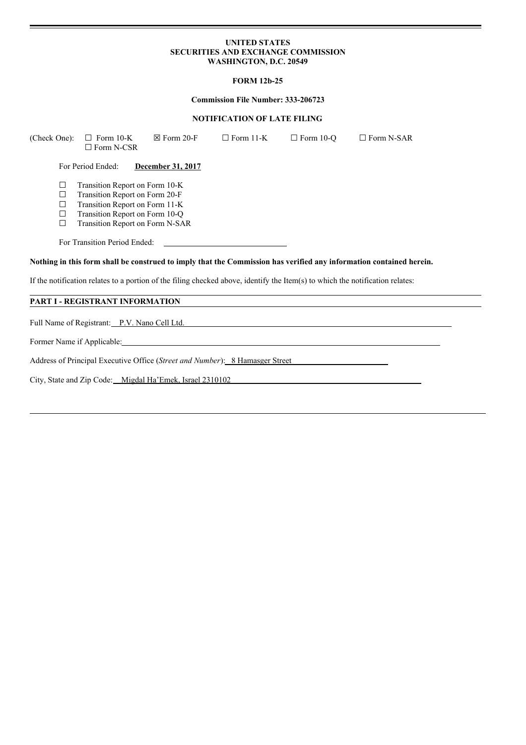**UNITED STATES**
**SECURITIES AND EXCHANGE COMMISSION**
**WASHINGTON, D.C. 20549**

**FORM 12b-25**

**Commission File Number: 333-206723**

**NOTIFICATION OF LATE FILING**

(Check One): ☐ Form 10-K ☒ Form 20-F ☐ Form 11-K ☐ Form 10-Q ☐ Form N-SAR ☐ Form N-CSR

For Period Ended: **December 31, 2017**

☐ Transition Report on Form 10-K
☐ Transition Report on Form 20-F
☐ Transition Report on Form 11-K
☐ Transition Report on Form 10-Q
☐ Transition Report on Form N-SAR

For Transition Period Ended:

**Nothing in this form shall be construed to imply that the Commission has verified any information contained herein.**

If the notification relates to a portion of the filing checked above, identify the Item(s) to which the notification relates:

**PART I - REGISTRANT INFORMATION**

Full Name of Registrant: P.V. Nano Cell Ltd.

Former Name if Applicable:

Address of Principal Executive Office (*Street and Number*): 8 Hamasger Street

City, State and Zip Code: Migdal Ha'Emek, Israel 2310102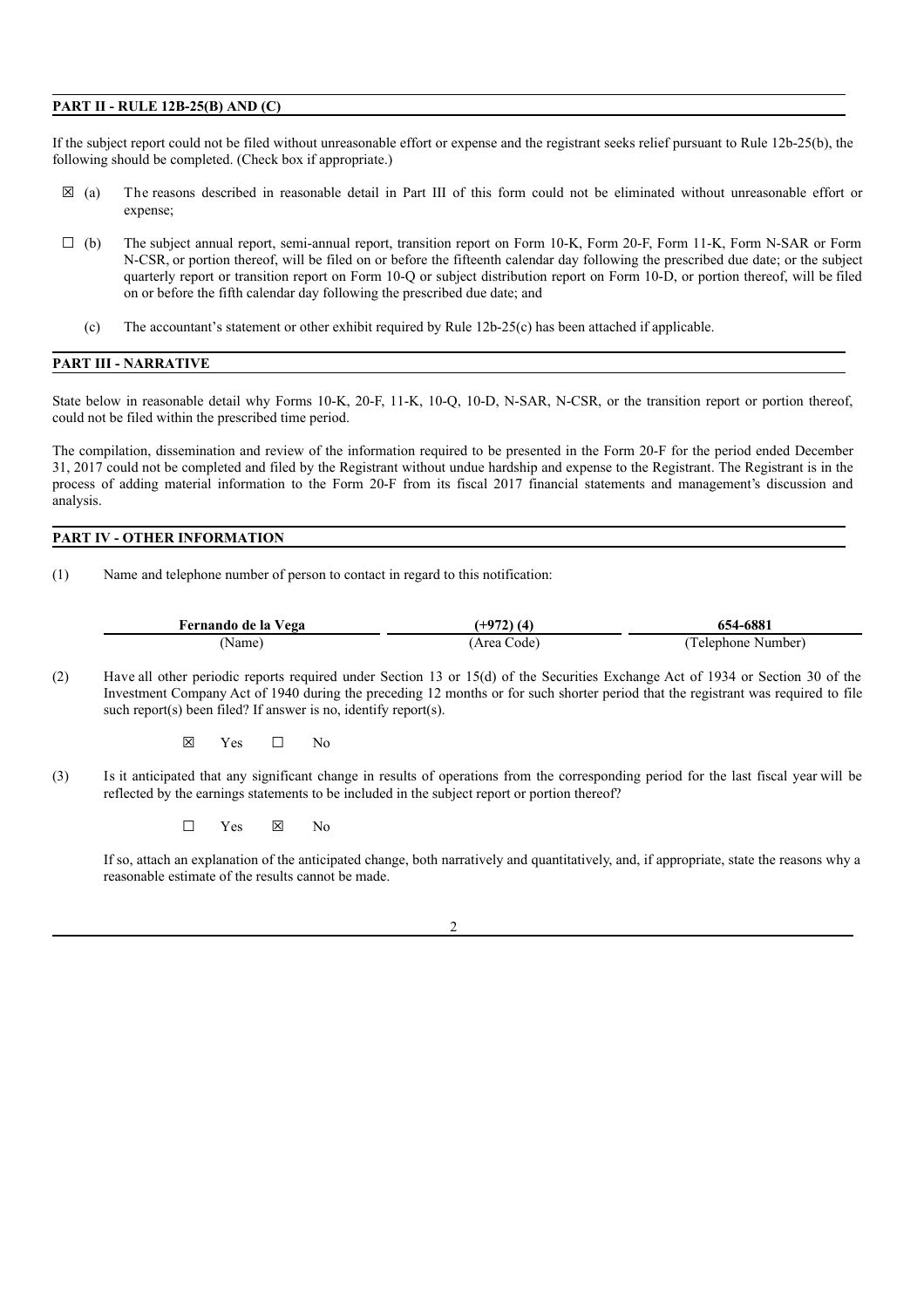## PART II - RULE 12B-25(B) AND (C)

If the subject report could not be filed without unreasonable effort or expense and the registrant seeks relief pursuant to Rule 12b-25(b), the following should be completed. (Check box if appropriate.)

☒ (a) The reasons described in reasonable detail in Part III of this form could not be eliminated without unreasonable effort or expense;

☐ (b) The subject annual report, semi-annual report, transition report on Form 10-K, Form 20-F, Form 11-K, Form N-SAR or Form N-CSR, or portion thereof, will be filed on or before the fifteenth calendar day following the prescribed due date; or the subject quarterly report or transition report on Form 10-Q or subject distribution report on Form 10-D, or portion thereof, will be filed on or before the fifth calendar day following the prescribed due date; and

(c) The accountant's statement or other exhibit required by Rule 12b-25(c) has been attached if applicable.

## PART III - NARRATIVE

State below in reasonable detail why Forms 10-K, 20-F, 11-K, 10-Q, 10-D, N-SAR, N-CSR, or the transition report or portion thereof, could not be filed within the prescribed time period.

The compilation, dissemination and review of the information required to be presented in the Form 20-F for the period ended December 31, 2017 could not be completed and filed by the Registrant without undue hardship and expense to the Registrant. The Registrant is in the process of adding material information to the Form 20-F from its fiscal 2017 financial statements and management's discussion and analysis.

## PART IV - OTHER INFORMATION

(1) Name and telephone number of person to contact in regard to this notification:

| **Fernando de la Vega** | **(+972) (4)** | **654-6881** |
|---|---|---|
| (Name) | (Area Code) | (Telephone Number) |

(2) Have all other periodic reports required under Section 13 or 15(d) of the Securities Exchange Act of 1934 or Section 30 of the Investment Company Act of 1940 during the preceding 12 months or for such shorter period that the registrant was required to file such report(s) been filed? If answer is no, identify report(s).

☒ Yes ☐ No

(3) Is it anticipated that any significant change in results of operations from the corresponding period for the last fiscal year will be reflected by the earnings statements to be included in the subject report or portion thereof?

☐ Yes ☒ No

If so, attach an explanation of the anticipated change, both narratively and quantitatively, and, if appropriate, state the reasons why a reasonable estimate of the results cannot be made.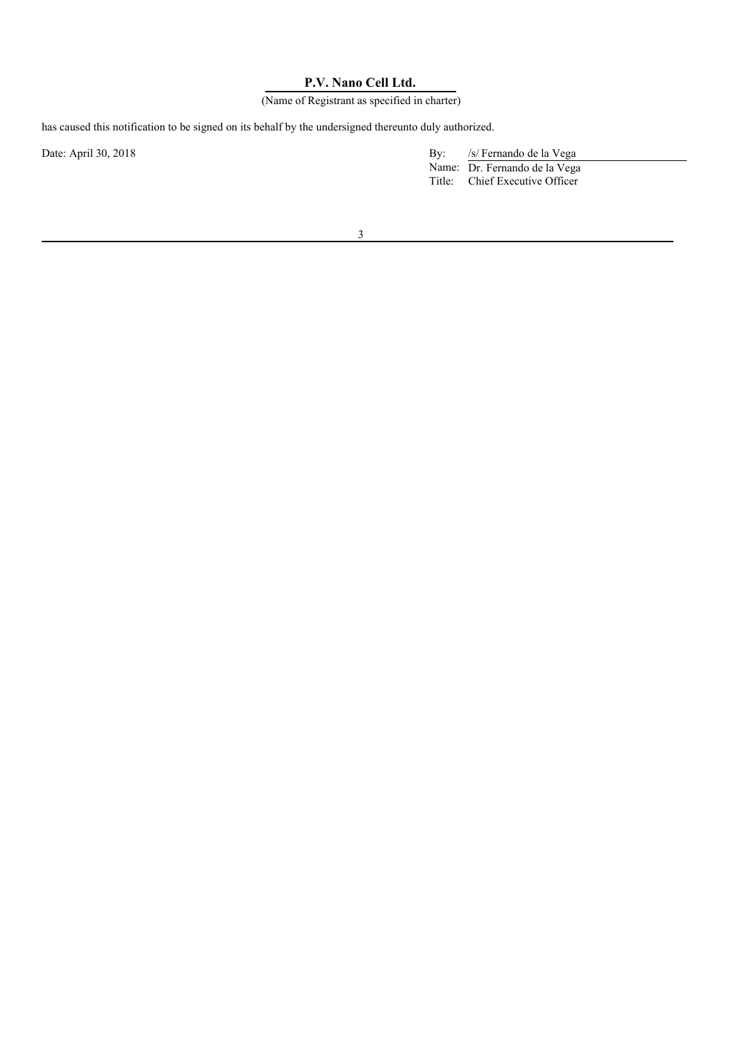**P.V. Nano Cell Ltd.**

(Name of Registrant as specified in charter)

has caused this notification to be signed on its behalf by the undersigned thereunto duly authorized.

| | | |
|---|---|---|
| Date: April 30, 2018 | By: | /s/ Fernando de la Vega |
| | Name: | Dr. Fernando de la Vega |
| | Title: | Chief Executive Officer |